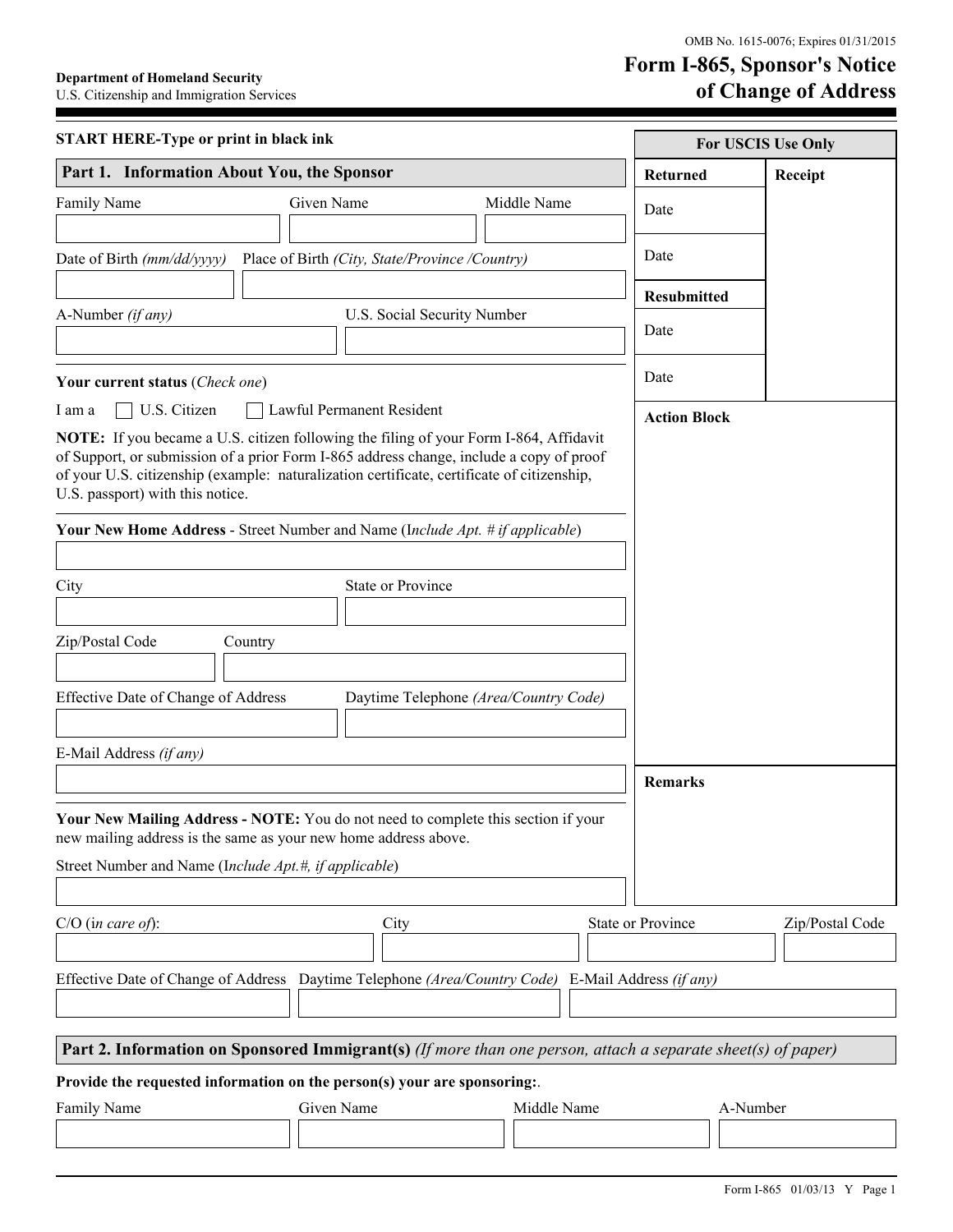OMB No. 1615-0076; Expires 01/31/2015

**Department of Homeland Security**
U.S. Citizenship and Immigration Services

# Form I-865, Sponsor's Notice of Change of Address

**START HERE-Type or print in black ink**

| For USCIS Use Only | |
|---|---|
| **Returned** | **Receipt** |
| Date | |
| Date | |
| **Resubmitted** | |
| Date | |
| Date | |
| **Action Block** | |
| **Remarks** | |

## Part 1. Information About You, the Sponsor

Family Name | Given Name | Middle Name

Date of Birth *(mm/dd/yyyy)* | Place of Birth *(City, State/Province /Country)*

A-Number *(if any)* | U.S. Social Security Number

**Your current status** (*Check one*)

I am a ☐ U.S. Citizen ☐ Lawful Permanent Resident

**NOTE:** If you became a U.S. citizen following the filing of your Form I-864, Affidavit of Support, or submission of a prior Form I-865 address change, include a copy of proof of your U.S. citizenship (example: naturalization certificate, certificate of citizenship, U.S. passport) with this notice.

**Your New Home Address** - Street Number and Name (I*nclude Apt. # if applicable*)

City | State or Province

Zip/Postal Code | Country

Effective Date of Change of Address | Daytime Telephone *(Area/Country Code)*

E-Mail Address *(if any)*

**Your New Mailing Address - NOTE:** You do not need to complete this section if your new mailing address is the same as your new home address above.

Street Number and Name (I*nclude Apt.#, if applicable*)

C/O (*in care of*): | City | State or Province | Zip/Postal Code

Effective Date of Change of Address | Daytime Telephone *(Area/Country Code)* | E-Mail Address *(if any)*

## Part 2. Information on Sponsored Immigrant(s) *(If more than one person, attach a separate sheet(s) of paper)*

**Provide the requested information on the person(s) your are sponsoring:**.

| Family Name | Given Name | Middle Name | A-Number |
|---|---|---|---|
| | | | |

Form I-865 01/03/13 Y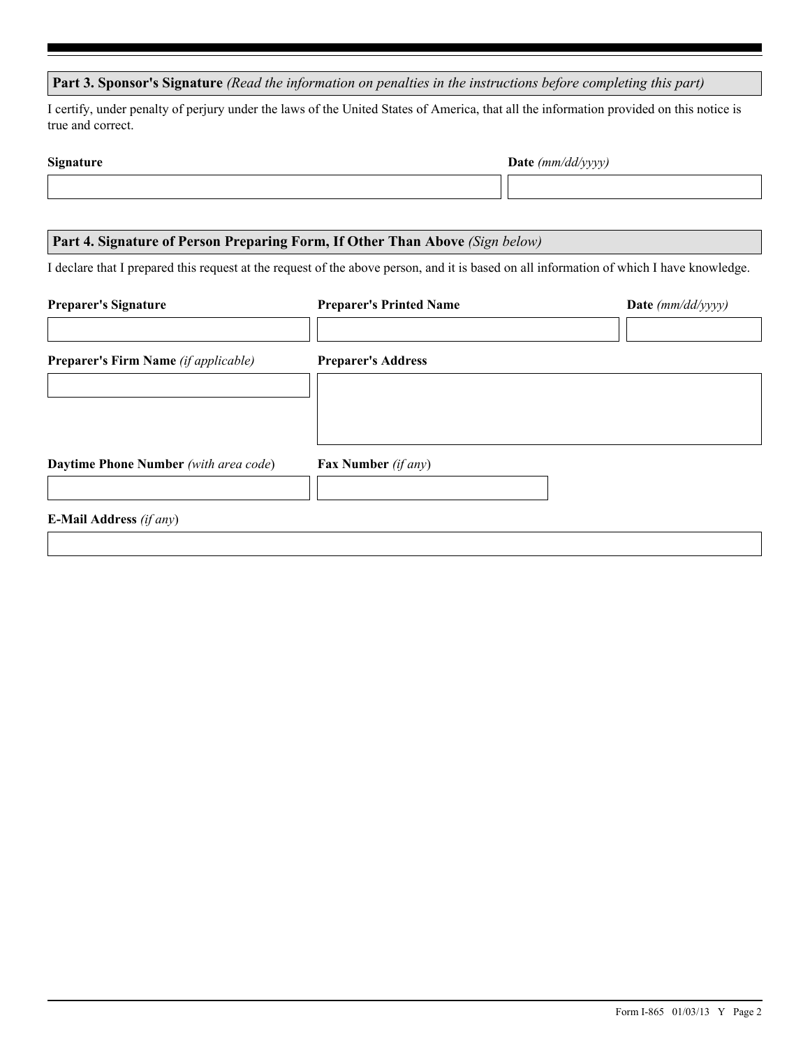## Part 3. Sponsor's Signature *(Read the information on penalties in the instructions before completing this part)*

I certify, under penalty of perjury under the laws of the United States of America, that all the information provided on this notice is true and correct.

| **Signature** | **Date** *(mm/dd/yyyy)* |
| --- | --- |
| | |

## Part 4. Signature of Person Preparing Form, If Other Than Above *(Sign below)*

I declare that I prepared this request at the request of the above person, and it is based on all information of which I have knowledge.

| **Preparer's Signature** | **Preparer's Printed Name** | **Date** *(mm/dd/yyyy)* |
| --- | --- | --- |
| | | |

| **Preparer's Firm Name** *(if applicable)* | **Preparer's Address** |
| --- | --- |
| | |

| **Daytime Phone Number** *(with area code)* | **Fax Number** *(if any)* |
| --- | --- |
| | |

| **E-Mail Address** *(if any)* |
| --- |
| |